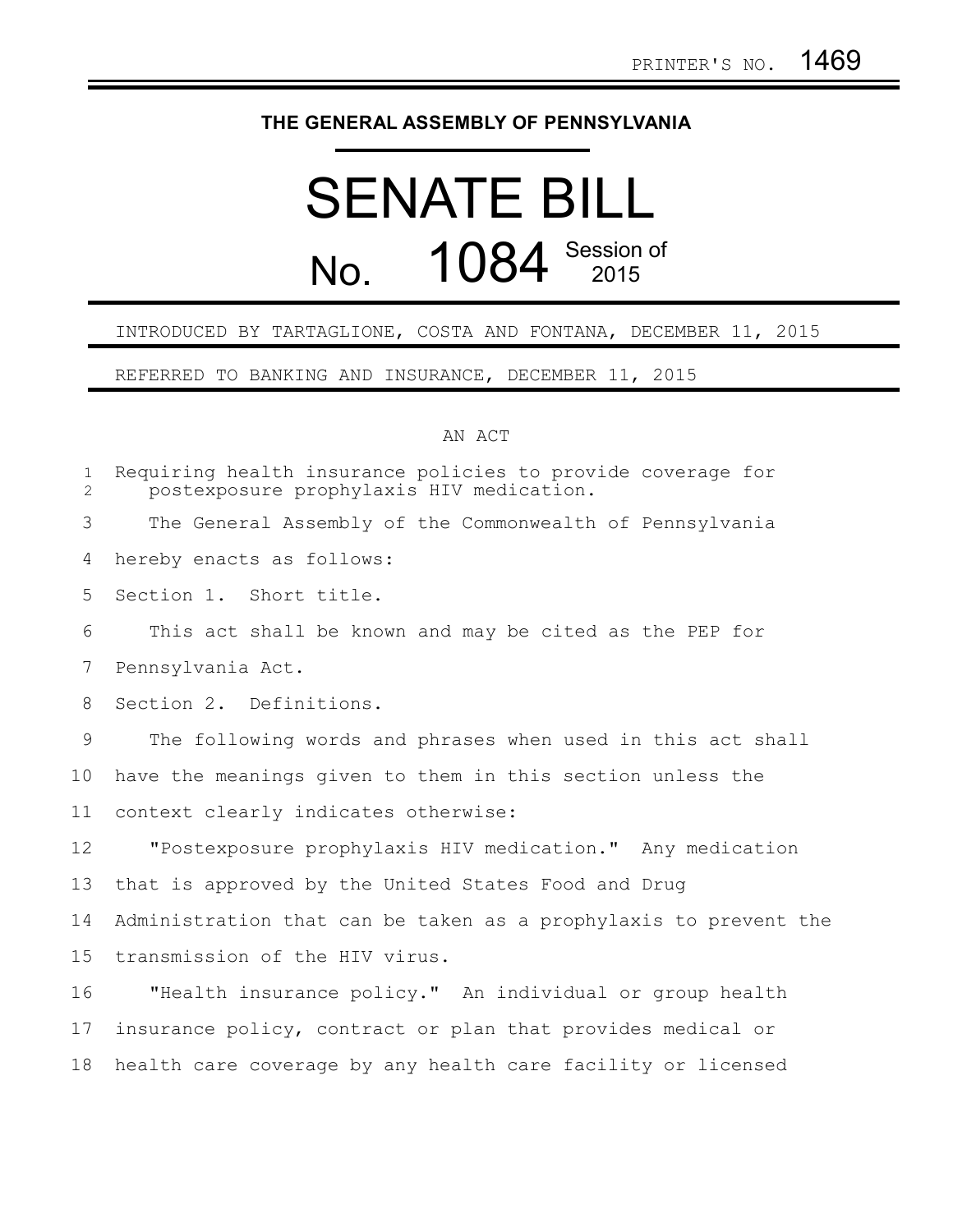PRINTER'S NO. 1469

# THE GENERAL ASSEMBLY OF PENNSYLVANIA

# SENATE BILL

## No. 1084 Session of 2015

INTRODUCED BY TARTAGLIONE, COSTA AND FONTANA, DECEMBER 11, 2015

REFERRED TO BANKING AND INSURANCE, DECEMBER 11, 2015

AN ACT

Requiring health insurance policies to provide coverage for postexposure prophylaxis HIV medication.

The General Assembly of the Commonwealth of Pennsylvania hereby enacts as follows:

Section 1. Short title.

This act shall be known and may be cited as the PEP for Pennsylvania Act.

Section 2. Definitions.

The following words and phrases when used in this act shall have the meanings given to them in this section unless the context clearly indicates otherwise:

"Postexposure prophylaxis HIV medication." Any medication that is approved by the United States Food and Drug Administration that can be taken as a prophylaxis to prevent the transmission of the HIV virus.

"Health insurance policy." An individual or group health insurance policy, contract or plan that provides medical or health care coverage by any health care facility or licensed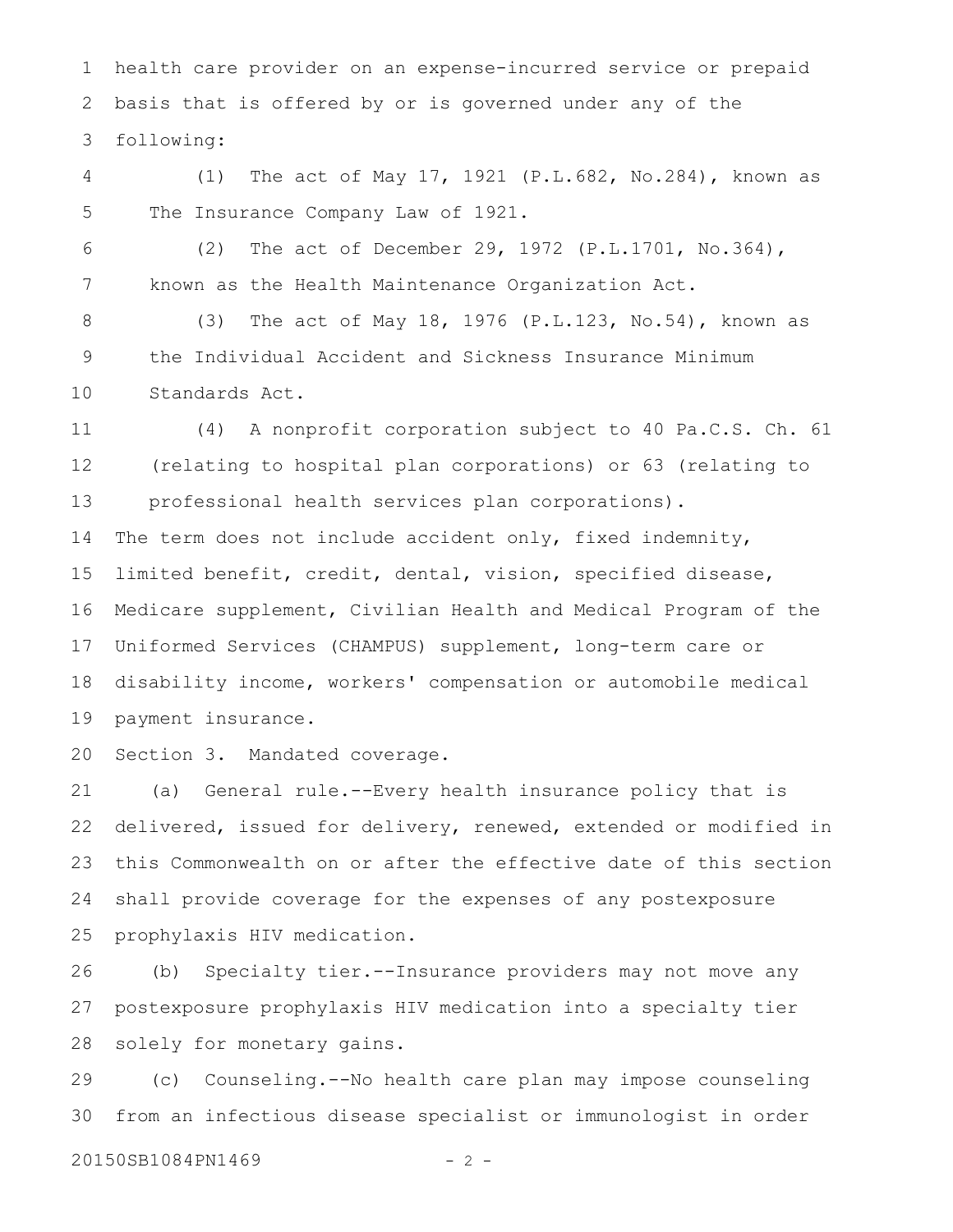health care provider on an expense-incurred service or prepaid basis that is offered by or is governed under any of the following:

(1) The act of May 17, 1921 (P.L.682, No.284), known as The Insurance Company Law of 1921.

(2) The act of December 29, 1972 (P.L.1701, No.364), known as the Health Maintenance Organization Act.

(3) The act of May 18, 1976 (P.L.123, No.54), known as the Individual Accident and Sickness Insurance Minimum Standards Act.

(4) A nonprofit corporation subject to 40 Pa.C.S. Ch. 61 (relating to hospital plan corporations) or 63 (relating to professional health services plan corporations).

The term does not include accident only, fixed indemnity, limited benefit, credit, dental, vision, specified disease, Medicare supplement, Civilian Health and Medical Program of the Uniformed Services (CHAMPUS) supplement, long-term care or disability income, workers' compensation or automobile medical payment insurance.

Section 3. Mandated coverage.

(a) General rule.--Every health insurance policy that is delivered, issued for delivery, renewed, extended or modified in this Commonwealth on or after the effective date of this section shall provide coverage for the expenses of any postexposure prophylaxis HIV medication.

(b) Specialty tier.--Insurance providers may not move any postexposure prophylaxis HIV medication into a specialty tier solely for monetary gains.

(c) Counseling.--No health care plan may impose counseling from an infectious disease specialist or immunologist in order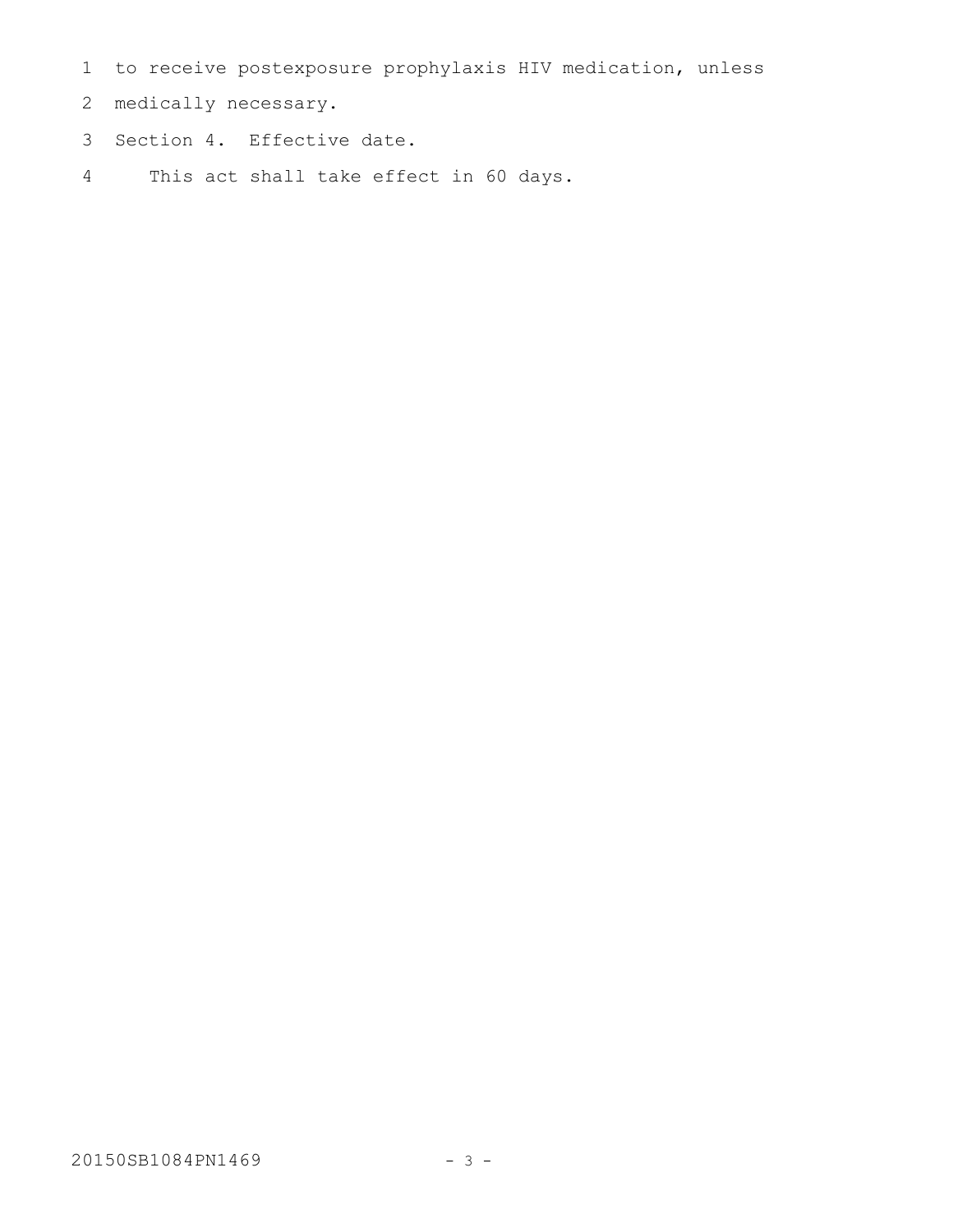to receive postexposure prophylaxis HIV medication, unless medically necessary.

Section 4. Effective date.

This act shall take effect in 60 days.